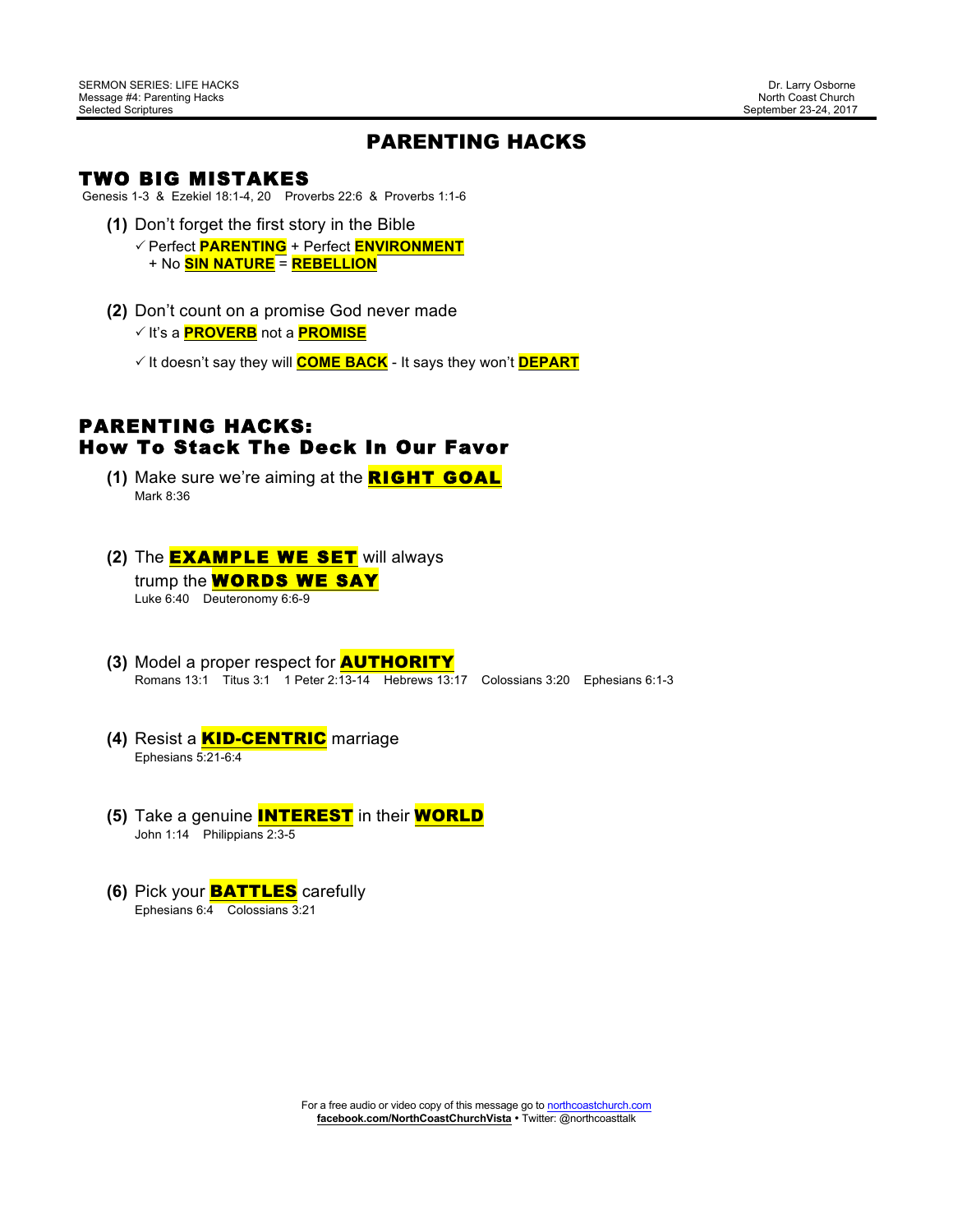SERMON SERIES: LIFE HACKS
Message #4: Parenting Hacks
Selected Scriptures

Dr. Larry Osborne
North Coast Church
September 23-24, 2017

# PARENTING HACKS

## TWO BIG MISTAKES

Genesis 1-3 & Ezekiel 18:1-4, 20 Proverbs 22:6 & Proverbs 1:1-6

**(1)** Don't forget the first story in the Bible

- ✓ Perfect **PARENTING** + Perfect **ENVIRONMENT** + No **SIN NATURE** = **REBELLION**

**(2)** Don't count on a promise God never made

- ✓ It's a **PROVERB** not a **PROMISE**
- ✓ It doesn't say they will **COME BACK** - It says they won't **DEPART**

## PARENTING HACKS: How To Stack The Deck In Our Favor

**(1)** Make sure we're aiming at the **RIGHT GOAL**
Mark 8:36

**(2)** The **EXAMPLE WE SET** will always trump the **WORDS WE SAY**
Luke 6:40 Deuteronomy 6:6-9

**(3)** Model a proper respect for **AUTHORITY**
Romans 13:1 Titus 3:1 1 Peter 2:13-14 Hebrews 13:17 Colossians 3:20 Ephesians 6:1-3

**(4)** Resist a **KID-CENTRIC** marriage
Ephesians 5:21-6:4

**(5)** Take a genuine **INTEREST** in their **WORLD**
John 1:14 Philippians 2:3-5

**(6)** Pick your **BATTLES** carefully
Ephesians 6:4 Colossians 3:21

For a free audio or video copy of this message go to northcoastchurch.com
**facebook.com/NorthCoastChurchVista** • Twitter: @northcoasttalk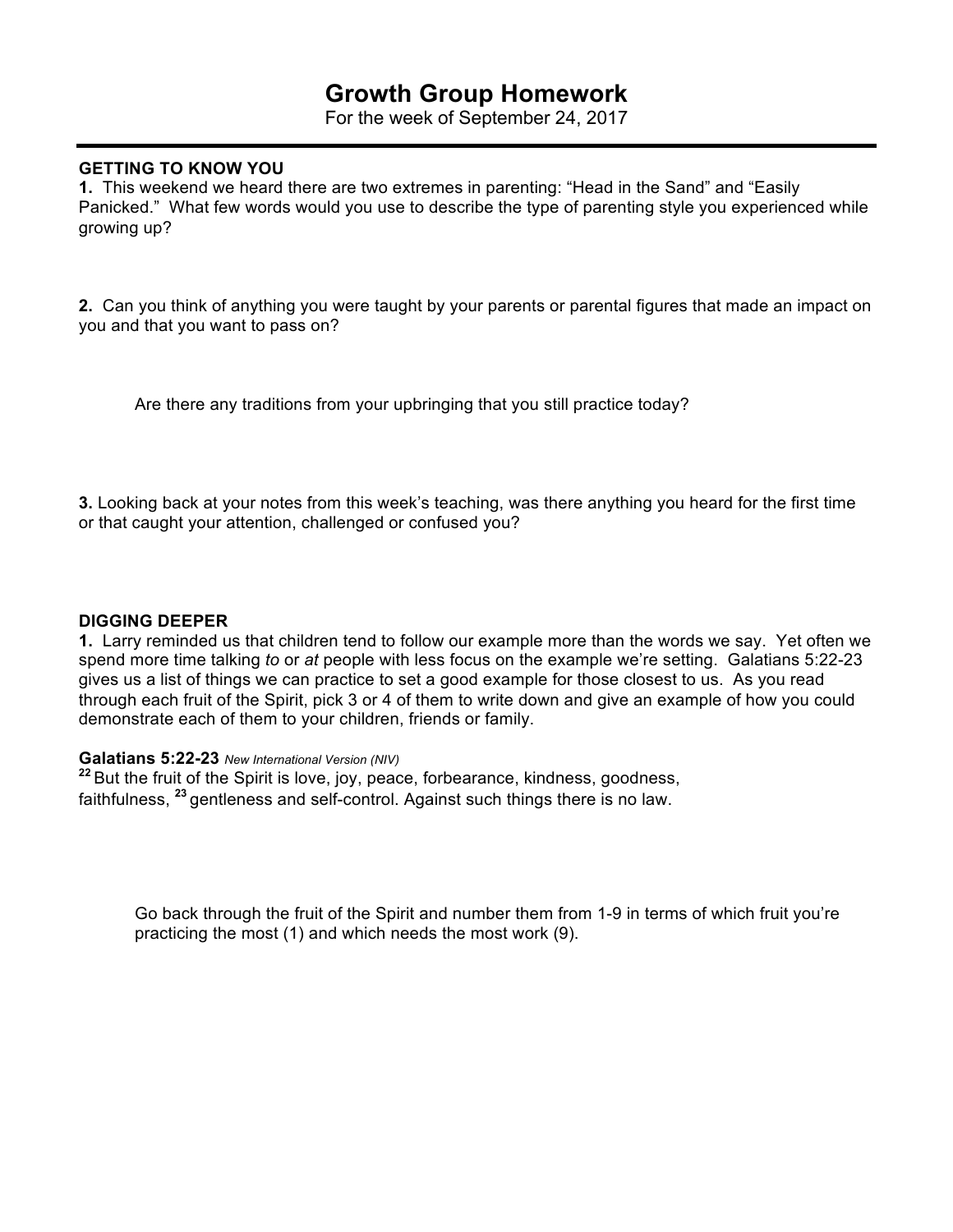# Growth Group Homework

For the week of September 24, 2017

**GETTING TO KNOW YOU**

**1.** This weekend we heard there are two extremes in parenting: "Head in the Sand" and "Easily Panicked." What few words would you use to describe the type of parenting style you experienced while growing up?

**2.** Can you think of anything you were taught by your parents or parental figures that made an impact on you and that you want to pass on?

Are there any traditions from your upbringing that you still practice today?

**3.** Looking back at your notes from this week's teaching, was there anything you heard for the first time or that caught your attention, challenged or confused you?

**DIGGING DEEPER**

**1.** Larry reminded us that children tend to follow our example more than the words we say. Yet often we spend more time talking *to* or *at* people with less focus on the example we're setting. Galatians 5:22-23 gives us a list of things we can practice to set a good example for those closest to us. As you read through each fruit of the Spirit, pick 3 or 4 of them to write down and give an example of how you could demonstrate each of them to your children, friends or family.

**Galatians 5:22-23** *New International Version (NIV)*

**22** But the fruit of the Spirit is love, joy, peace, forbearance, kindness, goodness, faithfulness, **23** gentleness and self-control. Against such things there is no law.

Go back through the fruit of the Spirit and number them from 1-9 in terms of which fruit you're practicing the most (1) and which needs the most work (9).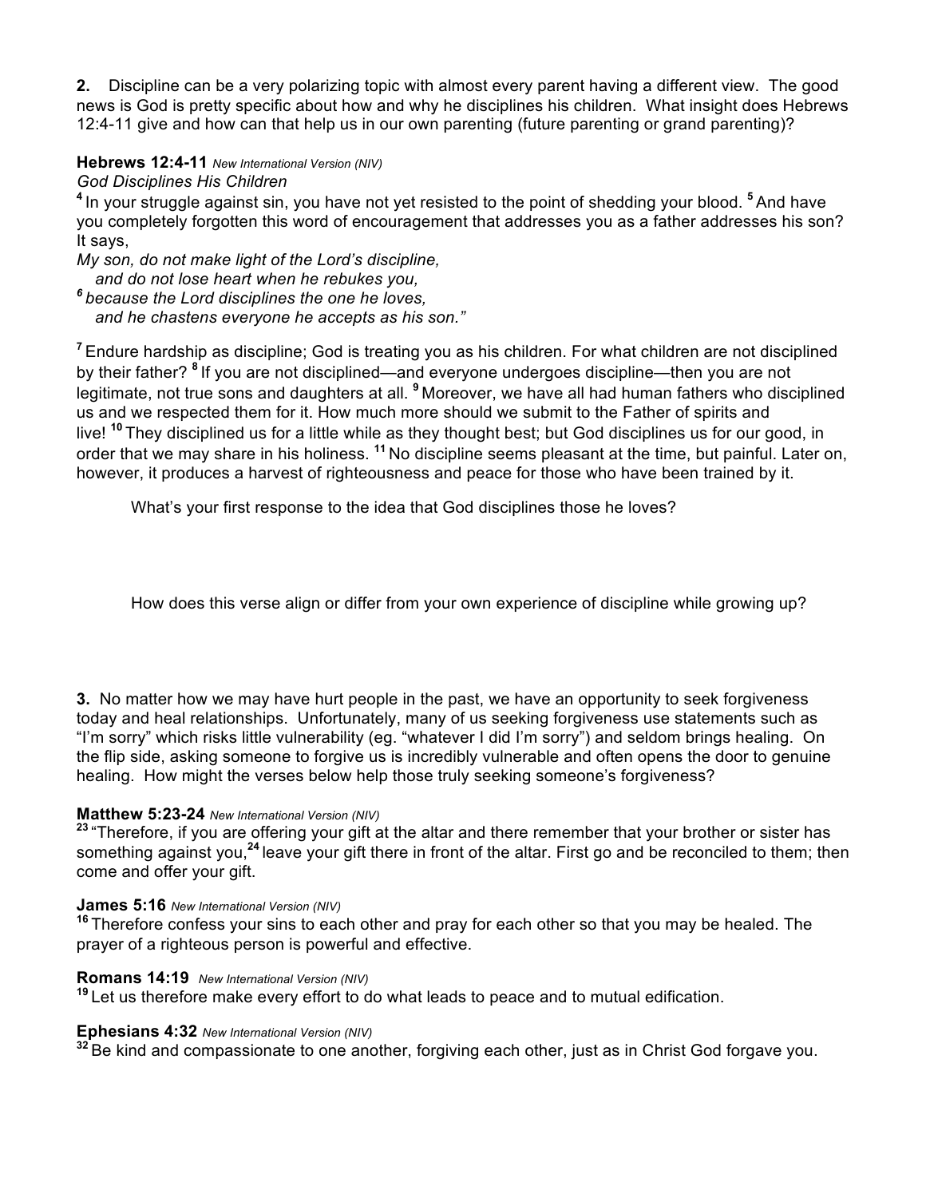**2.** Discipline can be a very polarizing topic with almost every parent having a different view. The good news is God is pretty specific about how and why he disciplines his children. What insight does Hebrews 12:4-11 give and how can that help us in our own parenting (future parenting or grand parenting)?

**Hebrews 12:4-11** *New International Version (NIV)*

*God Disciplines His Children*

**4** In your struggle against sin, you have not yet resisted to the point of shedding your blood. **5** And have you completely forgotten this word of encouragement that addresses you as a father addresses his son? It says,

*My son, do not make light of the Lord's discipline,*
*and do not lose heart when he rebukes you,*
**6** *because the Lord disciplines the one he loves,*
*and he chastens everyone he accepts as his son."*

**7** Endure hardship as discipline; God is treating you as his children. For what children are not disciplined by their father? **8** If you are not disciplined—and everyone undergoes discipline—then you are not legitimate, not true sons and daughters at all. **9** Moreover, we have all had human fathers who disciplined us and we respected them for it. How much more should we submit to the Father of spirits and live! **10** They disciplined us for a little while as they thought best; but God disciplines us for our good, in order that we may share in his holiness. **11** No discipline seems pleasant at the time, but painful. Later on, however, it produces a harvest of righteousness and peace for those who have been trained by it.

What's your first response to the idea that God disciplines those he loves?

How does this verse align or differ from your own experience of discipline while growing up?

**3.** No matter how we may have hurt people in the past, we have an opportunity to seek forgiveness today and heal relationships. Unfortunately, many of us seeking forgiveness use statements such as "I'm sorry" which risks little vulnerability (eg. "whatever I did I'm sorry") and seldom brings healing. On the flip side, asking someone to forgive us is incredibly vulnerable and often opens the door to genuine healing. How might the verses below help those truly seeking someone's forgiveness?

**Matthew 5:23-24** *New International Version (NIV)*

**23** "Therefore, if you are offering your gift at the altar and there remember that your brother or sister has something against you, **24** leave your gift there in front of the altar. First go and be reconciled to them; then come and offer your gift.

**James 5:16** *New International Version (NIV)*

**16** Therefore confess your sins to each other and pray for each other so that you may be healed. The prayer of a righteous person is powerful and effective.

**Romans 14:19** *New International Version (NIV)*

**19** Let us therefore make every effort to do what leads to peace and to mutual edification.

**Ephesians 4:32** *New International Version (NIV)*

**32** Be kind and compassionate to one another, forgiving each other, just as in Christ God forgave you.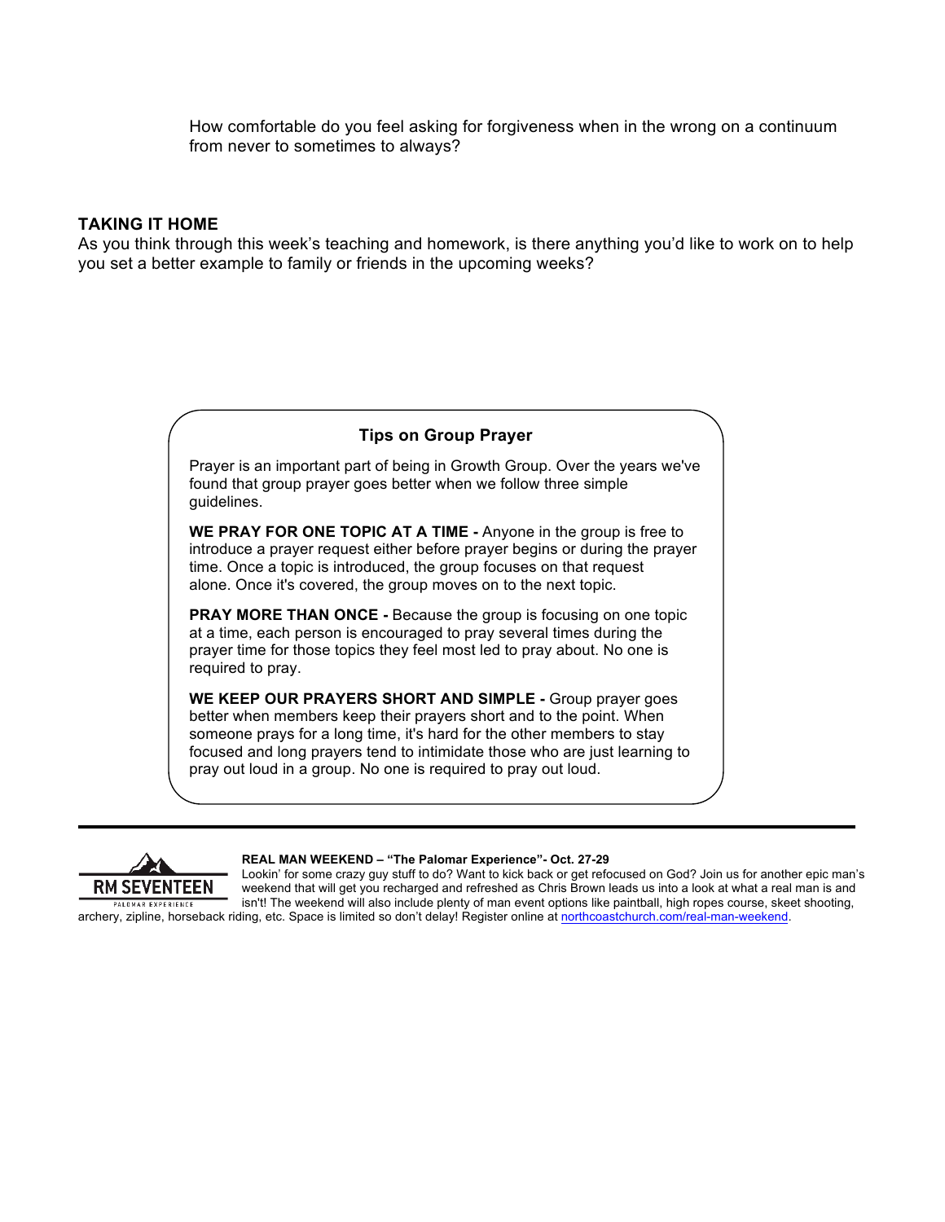How comfortable do you feel asking for forgiveness when in the wrong on a continuum from never to sometimes to always?

**TAKING IT HOME**

As you think through this week's teaching and homework, is there anything you'd like to work on to help you set a better example to family or friends in the upcoming weeks?

**Tips on Group Prayer**

Prayer is an important part of being in Growth Group. Over the years we've found that group prayer goes better when we follow three simple guidelines.

**WE PRAY FOR ONE TOPIC AT A TIME -** Anyone in the group is free to introduce a prayer request either before prayer begins or during the prayer time. Once a topic is introduced, the group focuses on that request alone. Once it's covered, the group moves on to the next topic.

**PRAY MORE THAN ONCE -** Because the group is focusing on one topic at a time, each person is encouraged to pray several times during the prayer time for those topics they feel most led to pray about. No one is required to pray.

**WE KEEP OUR PRAYERS SHORT AND SIMPLE -** Group prayer goes better when members keep their prayers short and to the point. When someone prays for a long time, it's hard for the other members to stay focused and long prayers tend to intimidate those who are just learning to pray out loud in a group. No one is required to pray out loud.

---

RM SEVENTEEN
PALOMAR EXPERIENCE

**REAL MAN WEEKEND – "The Palomar Experience"- Oct. 27-29**

Lookin' for some crazy guy stuff to do? Want to kick back or get refocused on God? Join us for another epic man's weekend that will get you recharged and refreshed as Chris Brown leads us into a look at what a real man is and isn't! The weekend will also include plenty of man event options like paintball, high ropes course, skeet shooting, archery, zipline, horseback riding, etc. Space is limited so don't delay! Register online at northcoastchurch.com/real-man-weekend.